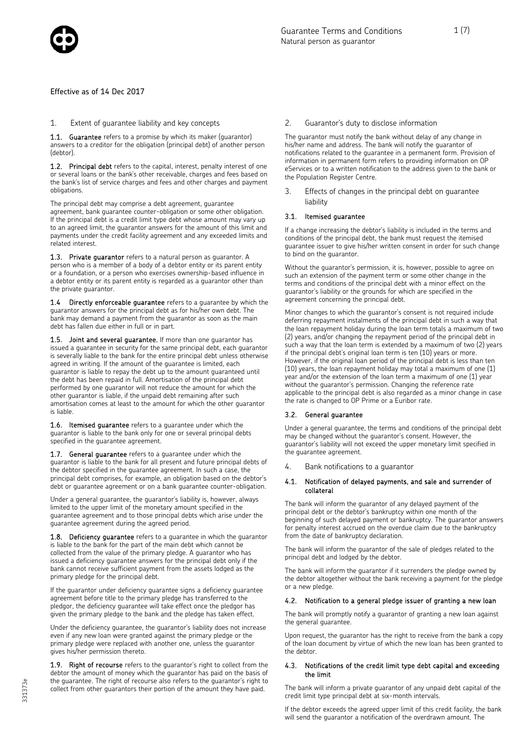# Guarantee Terms and Conditions

Natural person as guarantor

Effective as of 14 Dec 2017

## 1. Extent of guarantee liability and key concepts

**1.1. Guarantee** refers to a promise by which its maker (guarantor) answers to a creditor for the obligation (principal debt) of another person (debtor).

**1.2. Principal debt** refers to the capital, interest, penalty interest of one or several loans or the bank's other receivable, charges and fees based on the bank's list of service charges and fees and other charges and payment obligations.

The principal debt may comprise a debt agreement, guarantee agreement, bank guarantee counter-obligation or some other obligation. If the principal debt is a credit limit type debt whose amount may vary up to an agreed limit, the guarantor answers for the amount of this limit and payments under the credit facility agreement and any exceeded limits and related interest.

**1.3. Private guarantor** refers to a natural person as guarantor. A person who is a member of a body of a debtor entity or its parent entity or a foundation, or a person who exercises ownership-based influence in a debtor entity or its parent entity is regarded as a guarantor other than the private guarantor.

**1.4 Directly enforceable guarantee** refers to a guarantee by which the guarantor answers for the principal debt as for his/her own debt. The bank may demand a payment from the guarantor as soon as the main debt has fallen due either in full or in part.

**1.5. Joint and several guarantee.** If more than one guarantor has issued a guarantee in security for the same principal debt, each guarantor is severally liable to the bank for the entire principal debt unless otherwise agreed in writing. If the amount of the guarantee is limited, each guarantor is liable to repay the debt up to the amount guaranteed until the debt has been repaid in full. Amortisation of the principal debt performed by one guarantor will not reduce the amount for which the other guarantor is liable, if the unpaid debt remaining after such amortisation comes at least to the amount for which the other guarantor is liable.

**1.6. Itemised guarantee** refers to a guarantee under which the guarantor is liable to the bank only for one or several principal debts specified in the guarantee agreement.

**1.7. General guarantee** refers to a guarantee under which the guarantor is liable to the bank for all present and future principal debts of the debtor specified in the guarantee agreement. In such a case, the principal debt comprises, for example, an obligation based on the debtor's debt or guarantee agreement or on a bank guarantee counter-obligation.

Under a general guarantee, the guarantor's liability is, however, always limited to the upper limit of the monetary amount specified in the guarantee agreement and to those principal debts which arise under the guarantee agreement during the agreed period.

**1.8. Deficiency guarantee** refers to a guarantee in which the guarantor is liable to the bank for the part of the main debt which cannot be collected from the value of the primary pledge. A guarantor who has issued a deficiency guarantee answers for the principal debt only if the bank cannot receive sufficient payment from the assets lodged as the primary pledge for the principal debt.

If the guarantor under deficiency guarantee signs a deficiency guarantee agreement before title to the primary pledge has transferred to the pledgor, the deficiency guarantee will take effect once the pledgor has given the primary pledge to the bank and the pledge has taken effect.

Under the deficiency guarantee, the guarantor's liability does not increase even if any new loan were granted against the primary pledge or the primary pledge were replaced with another one, unless the guarantor gives his/her permission thereto.

**1.9. Right of recourse** refers to the guarantor's right to collect from the debtor the amount of money which the guarantor has paid on the basis of the guarantee. The right of recourse also refers to the guarantor's right to collect from other guarantors their portion of the amount they have paid.

## 2. Guarantor's duty to disclose information

The guarantor must notify the bank without delay of any change in his/her name and address. The bank will notify the guarantor of notifications related to the guarantee in a permanent form. Provision of information in permanent form refers to providing information on OP eServices or to a written notification to the address given to the bank or the Population Register Centre.

## 3. Effects of changes in the principal debt on guarantee liability

### 3.1. Itemised guarantee

If a change increasing the debtor's liability is included in the terms and conditions of the principal debt, the bank must request the itemised guarantee issuer to give his/her written consent in order for such change to bind on the guarantor.

Without the guarantor's permission, it is, however, possible to agree on such an extension of the payment term or some other change in the terms and conditions of the principal debt with a minor effect on the guarantor's liability or the grounds for which are specified in the agreement concerning the principal debt.

Minor changes to which the guarantor's consent is not required include deferring repayment instalments of the principal debt in such a way that the loan repayment holiday during the loan term totals a maximum of two (2) years, and/or changing the repayment period of the principal debt in such a way that the loan term is extended by a maximum of two (2) years if the principal debt's original loan term is ten (10) years or more. However, if the original loan period of the principal debt is less than ten (10) years, the loan repayment holiday may total a maximum of one (1) year and/or the extension of the loan term a maximum of one (1) year without the guarantor's permission. Changing the reference rate applicable to the principal debt is also regarded as a minor change in case the rate is changed to OP Prime or a Euribor rate.

### 3.2. General guarantee

Under a general guarantee, the terms and conditions of the principal debt may be changed without the guarantor's consent. However, the guarantor's liability will not exceed the upper monetary limit specified in the guarantee agreement.

## 4. Bank notifications to a guarantor

### 4.1. Notification of delayed payments, and sale and surrender of collateral

The bank will inform the guarantor of any delayed payment of the principal debt or the debtor's bankruptcy within one month of the beginning of such delayed payment or bankruptcy. The guarantor answers for penalty interest accrued on the overdue claim due to the bankruptcy from the date of bankruptcy declaration.

The bank will inform the guarantor of the sale of pledges related to the principal debt and lodged by the debtor.

The bank will inform the guarantor if it surrenders the pledge owned by the debtor altogether without the bank receiving a payment for the pledge or a new pledge.

### 4.2. Notification to a general pledge issuer of granting a new loan

The bank will promptly notify a guarantor of granting a new loan against the general guarantee.

Upon request, the guarantor has the right to receive from the bank a copy of the loan document by virtue of which the new loan has been granted to the debtor.

### 4.3. Notifications of the credit limit type debt capital and exceeding the limit

The bank will inform a private guarantor of any unpaid debt capital of the credit limit type principal debt at six-month intervals.

If the debtor exceeds the agreed upper limit of this credit facility, the bank will send the guarantor a notification of the overdrawn amount. The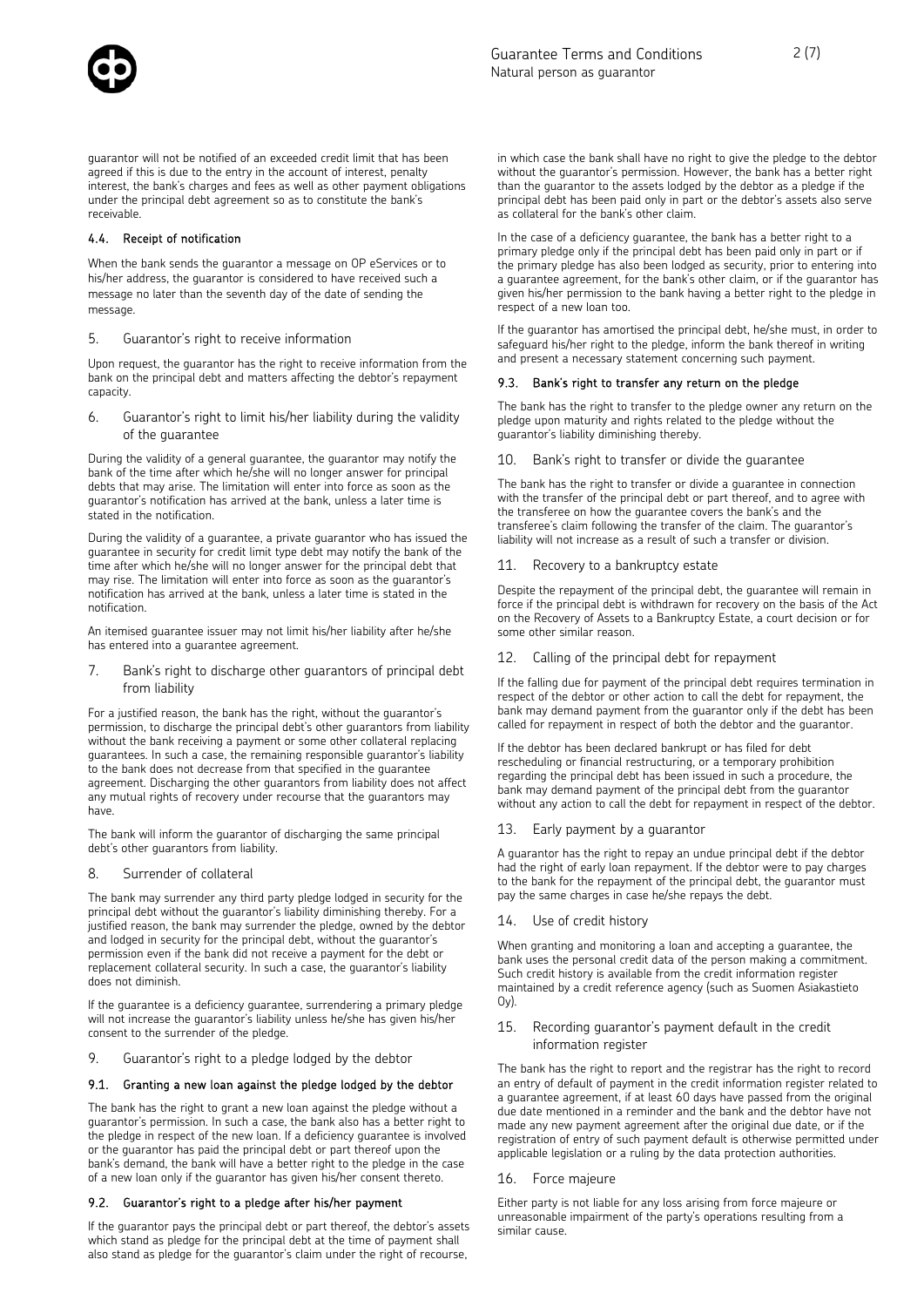guarantor will not be notified of an exceeded credit limit that has been agreed if this is due to the entry in the account of interest, penalty interest, the bank's charges and fees as well as other payment obligations under the principal debt agreement so as to constitute the bank's receivable.

### 4.4. Receipt of notification

When the bank sends the guarantor a message on OP eServices or to his/her address, the guarantor is considered to have received such a message no later than the seventh day of the date of sending the message.

## 5. Guarantor's right to receive information

Upon request, the guarantor has the right to receive information from the bank on the principal debt and matters affecting the debtor's repayment capacity.

## 6. Guarantor's right to limit his/her liability during the validity of the guarantee

During the validity of a general guarantee, the guarantor may notify the bank of the time after which he/she will no longer answer for principal debts that may arise. The limitation will enter into force as soon as the guarantor's notification has arrived at the bank, unless a later time is stated in the notification.

During the validity of a guarantee, a private guarantor who has issued the guarantee in security for credit limit type debt may notify the bank of the time after which he/she will no longer answer for the principal debt that may rise. The limitation will enter into force as soon as the guarantor's notification has arrived at the bank, unless a later time is stated in the notification.

An itemised guarantee issuer may not limit his/her liability after he/she has entered into a guarantee agreement.

## 7. Bank's right to discharge other guarantors of principal debt from liability

For a justified reason, the bank has the right, without the guarantor's permission, to discharge the principal debt's other guarantors from liability without the bank receiving a payment or some other collateral replacing guarantees. In such a case, the remaining responsible guarantor's liability to the bank does not decrease from that specified in the guarantee agreement. Discharging the other guarantors from liability does not affect any mutual rights of recovery under recourse that the guarantors may have.

The bank will inform the guarantor of discharging the same principal debt's other guarantors from liability.

## 8. Surrender of collateral

The bank may surrender any third party pledge lodged in security for the principal debt without the guarantor's liability diminishing thereby. For a justified reason, the bank may surrender the pledge, owned by the debtor and lodged in security for the principal debt, without the guarantor's permission even if the bank did not receive a payment for the debt or replacement collateral security. In such a case, the guarantor's liability does not diminish.

If the guarantee is a deficiency guarantee, surrendering a primary pledge will not increase the guarantor's liability unless he/she has given his/her consent to the surrender of the pledge.

## 9. Guarantor's right to a pledge lodged by the debtor

### 9.1. Granting a new loan against the pledge lodged by the debtor

The bank has the right to grant a new loan against the pledge without a guarantor's permission. In such a case, the bank also has a better right to the pledge in respect of the new loan. If a deficiency guarantee is involved or the guarantor has paid the principal debt or part thereof upon the bank's demand, the bank will have a better right to the pledge in the case of a new loan only if the guarantor has given his/her consent thereto.

### 9.2. Guarantor's right to a pledge after his/her payment

If the guarantor pays the principal debt or part thereof, the debtor's assets which stand as pledge for the principal debt at the time of payment shall also stand as pledge for the guarantor's claim under the right of recourse, in which case the bank shall have no right to give the pledge to the debtor without the guarantor's permission. However, the bank has a better right than the guarantor to the assets lodged by the debtor as a pledge if the principal debt has been paid only in part or the debtor's assets also serve as collateral for the bank's other claim.

In the case of a deficiency guarantee, the bank has a better right to a primary pledge only if the principal debt has been paid only in part or if the primary pledge has also been lodged as security, prior to entering into a guarantee agreement, for the bank's other claim, or if the guarantor has given his/her permission to the bank having a better right to the pledge in respect of a new loan too.

If the guarantor has amortised the principal debt, he/she must, in order to safeguard his/her right to the pledge, inform the bank thereof in writing and present a necessary statement concerning such payment.

### 9.3. Bank's right to transfer any return on the pledge

The bank has the right to transfer to the pledge owner any return on the pledge upon maturity and rights related to the pledge without the guarantor's liability diminishing thereby.

## 10. Bank's right to transfer or divide the guarantee

The bank has the right to transfer or divide a guarantee in connection with the transfer of the principal debt or part thereof, and to agree with the transferee on how the guarantee covers the bank's and the transferee's claim following the transfer of the claim. The guarantor's liability will not increase as a result of such a transfer or division.

## 11. Recovery to a bankruptcy estate

Despite the repayment of the principal debt, the guarantee will remain in force if the principal debt is withdrawn for recovery on the basis of the Act on the Recovery of Assets to a Bankruptcy Estate, a court decision or for some other similar reason.

## 12. Calling of the principal debt for repayment

If the falling due for payment of the principal debt requires termination in respect of the debtor or other action to call the debt for repayment, the bank may demand payment from the guarantor only if the debt has been called for repayment in respect of both the debtor and the guarantor.

If the debtor has been declared bankrupt or has filed for debt rescheduling or financial restructuring, or a temporary prohibition regarding the principal debt has been issued in such a procedure, the bank may demand payment of the principal debt from the guarantor without any action to call the debt for repayment in respect of the debtor.

## 13. Early payment by a guarantor

A guarantor has the right to repay an undue principal debt if the debtor had the right of early loan repayment. If the debtor were to pay charges to the bank for the repayment of the principal debt, the guarantor must pay the same charges in case he/she repays the debt.

## 14. Use of credit history

When granting and monitoring a loan and accepting a guarantee, the bank uses the personal credit data of the person making a commitment. Such credit history is available from the credit information register maintained by a credit reference agency (such as Suomen Asiakastieto Oy).

## 15. Recording guarantor's payment default in the credit information register

The bank has the right to report and the registrar has the right to record an entry of default of payment in the credit information register related to a guarantee agreement, if at least 60 days have passed from the original due date mentioned in a reminder and the bank and the debtor have not made any new payment agreement after the original due date, or if the registration of entry of such payment default is otherwise permitted under applicable legislation or a ruling by the data protection authorities.

## 16. Force majeure

Either party is not liable for any loss arising from force majeure or unreasonable impairment of the party's operations resulting from a similar cause.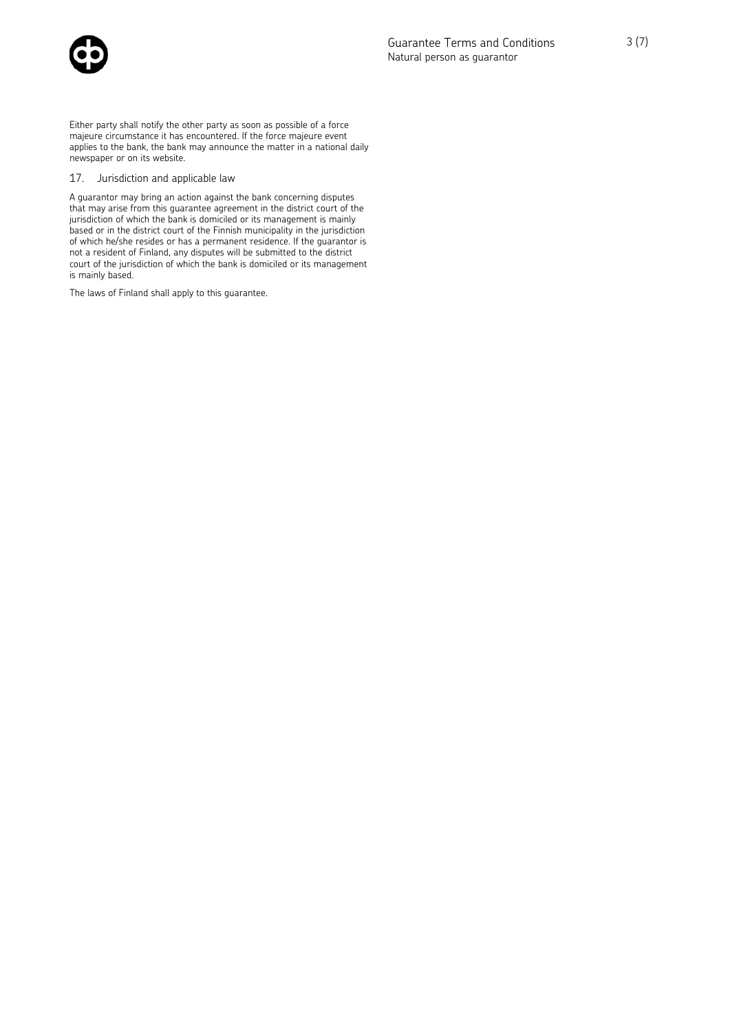Either party shall notify the other party as soon as possible of a force majeure circumstance it has encountered. If the force majeure event applies to the bank, the bank may announce the matter in a national daily newspaper or on its website.

## 17. Jurisdiction and applicable law

A guarantor may bring an action against the bank concerning disputes that may arise from this guarantee agreement in the district court of the jurisdiction of which the bank is domiciled or its management is mainly based or in the district court of the Finnish municipality in the jurisdiction of which he/she resides or has a permanent residence. If the guarantor is not a resident of Finland, any disputes will be submitted to the district court of the jurisdiction of which the bank is domiciled or its management is mainly based.

The laws of Finland shall apply to this guarantee.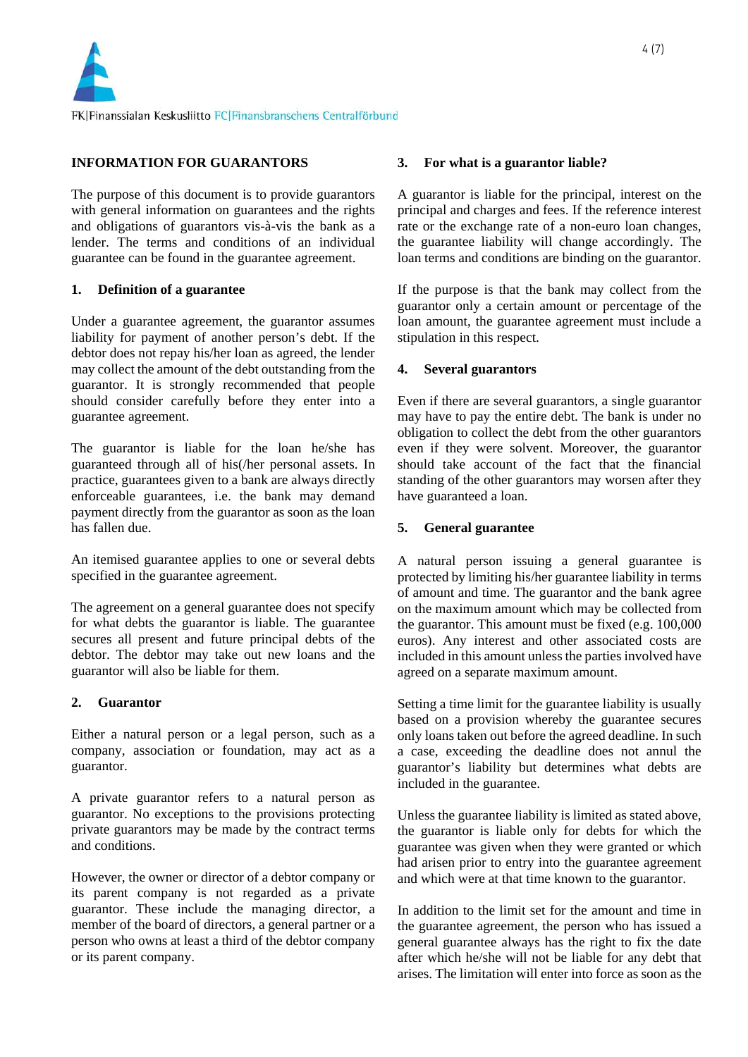## INFORMATION FOR GUARANTORS

The purpose of this document is to provide guarantors with general information on guarantees and the rights and obligations of guarantors vis-à-vis the bank as a lender. The terms and conditions of an individual guarantee can be found in the guarantee agreement.

### 1. Definition of a guarantee

Under a guarantee agreement, the guarantor assumes liability for payment of another person's debt. If the debtor does not repay his/her loan as agreed, the lender may collect the amount of the debt outstanding from the guarantor. It is strongly recommended that people should consider carefully before they enter into a guarantee agreement.

The guarantor is liable for the loan he/she has guaranteed through all of his(/her personal assets. In practice, guarantees given to a bank are always directly enforceable guarantees, i.e. the bank may demand payment directly from the guarantor as soon as the loan has fallen due.

An itemised guarantee applies to one or several debts specified in the guarantee agreement.

The agreement on a general guarantee does not specify for what debts the guarantor is liable. The guarantee secures all present and future principal debts of the debtor. The debtor may take out new loans and the guarantor will also be liable for them.

### 2. Guarantor

Either a natural person or a legal person, such as a company, association or foundation, may act as a guarantor.

A private guarantor refers to a natural person as guarantor. No exceptions to the provisions protecting private guarantors may be made by the contract terms and conditions.

However, the owner or director of a debtor company or its parent company is not regarded as a private guarantor. These include the managing director, a member of the board of directors, a general partner or a person who owns at least a third of the debtor company or its parent company.

### 3. For what is a guarantor liable?

A guarantor is liable for the principal, interest on the principal and charges and fees. If the reference interest rate or the exchange rate of a non-euro loan changes, the guarantee liability will change accordingly. The loan terms and conditions are binding on the guarantor.

If the purpose is that the bank may collect from the guarantor only a certain amount or percentage of the loan amount, the guarantee agreement must include a stipulation in this respect.

### 4. Several guarantors

Even if there are several guarantors, a single guarantor may have to pay the entire debt. The bank is under no obligation to collect the debt from the other guarantors even if they were solvent. Moreover, the guarantor should take account of the fact that the financial standing of the other guarantors may worsen after they have guaranteed a loan.

### 5. General guarantee

A natural person issuing a general guarantee is protected by limiting his/her guarantee liability in terms of amount and time. The guarantor and the bank agree on the maximum amount which may be collected from the guarantor. This amount must be fixed (e.g. 100,000 euros). Any interest and other associated costs are included in this amount unless the parties involved have agreed on a separate maximum amount.

Setting a time limit for the guarantee liability is usually based on a provision whereby the guarantee secures only loans taken out before the agreed deadline. In such a case, exceeding the deadline does not annul the guarantor's liability but determines what debts are included in the guarantee.

Unless the guarantee liability is limited as stated above, the guarantor is liable only for debts for which the guarantee was given when they were granted or which had arisen prior to entry into the guarantee agreement and which were at that time known to the guarantor.

In addition to the limit set for the amount and time in the guarantee agreement, the person who has issued a general guarantee always has the right to fix the date after which he/she will not be liable for any debt that arises. The limitation will enter into force as soon as the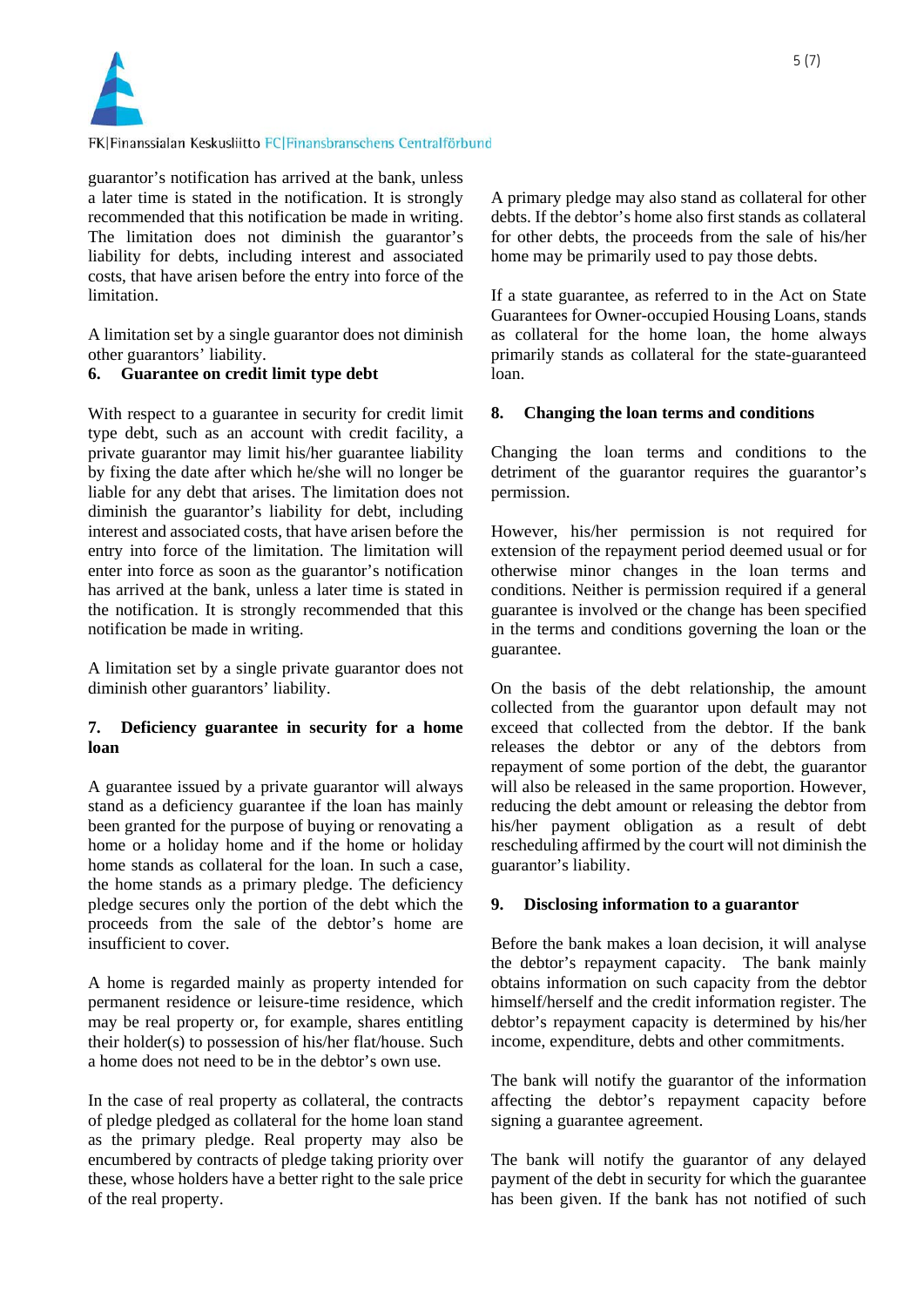guarantor's notification has arrived at the bank, unless a later time is stated in the notification. It is strongly recommended that this notification be made in writing. The limitation does not diminish the guarantor's liability for debts, including interest and associated costs, that have arisen before the entry into force of the limitation.

A limitation set by a single guarantor does not diminish other guarantors' liability.

## 6. Guarantee on credit limit type debt

With respect to a guarantee in security for credit limit type debt, such as an account with credit facility, a private guarantor may limit his/her guarantee liability by fixing the date after which he/she will no longer be liable for any debt that arises. The limitation does not diminish the guarantor's liability for debt, including interest and associated costs, that have arisen before the entry into force of the limitation. The limitation will enter into force as soon as the guarantor's notification has arrived at the bank, unless a later time is stated in the notification. It is strongly recommended that this notification be made in writing.

A limitation set by a single private guarantor does not diminish other guarantors' liability.

## 7. Deficiency guarantee in security for a home loan

A guarantee issued by a private guarantor will always stand as a deficiency guarantee if the loan has mainly been granted for the purpose of buying or renovating a home or a holiday home and if the home or holiday home stands as collateral for the loan. In such a case, the home stands as a primary pledge. The deficiency pledge secures only the portion of the debt which the proceeds from the sale of the debtor's home are insufficient to cover.

A home is regarded mainly as property intended for permanent residence or leisure-time residence, which may be real property or, for example, shares entitling their holder(s) to possession of his/her flat/house. Such a home does not need to be in the debtor's own use.

In the case of real property as collateral, the contracts of pledge pledged as collateral for the home loan stand as the primary pledge. Real property may also be encumbered by contracts of pledge taking priority over these, whose holders have a better right to the sale price of the real property.

A primary pledge may also stand as collateral for other debts. If the debtor's home also first stands as collateral for other debts, the proceeds from the sale of his/her home may be primarily used to pay those debts.

If a state guarantee, as referred to in the Act on State Guarantees for Owner-occupied Housing Loans, stands as collateral for the home loan, the home always primarily stands as collateral for the state-guaranteed loan.

## 8. Changing the loan terms and conditions

Changing the loan terms and conditions to the detriment of the guarantor requires the guarantor's permission.

However, his/her permission is not required for extension of the repayment period deemed usual or for otherwise minor changes in the loan terms and conditions. Neither is permission required if a general guarantee is involved or the change has been specified in the terms and conditions governing the loan or the guarantee.

On the basis of the debt relationship, the amount collected from the guarantor upon default may not exceed that collected from the debtor. If the bank releases the debtor or any of the debtors from repayment of some portion of the debt, the guarantor will also be released in the same proportion. However, reducing the debt amount or releasing the debtor from his/her payment obligation as a result of debt rescheduling affirmed by the court will not diminish the guarantor's liability.

## 9. Disclosing information to a guarantor

Before the bank makes a loan decision, it will analyse the debtor's repayment capacity. The bank mainly obtains information on such capacity from the debtor himself/herself and the credit information register. The debtor's repayment capacity is determined by his/her income, expenditure, debts and other commitments.

The bank will notify the guarantor of the information affecting the debtor's repayment capacity before signing a guarantee agreement.

The bank will notify the guarantor of any delayed payment of the debt in security for which the guarantee has been given. If the bank has not notified of such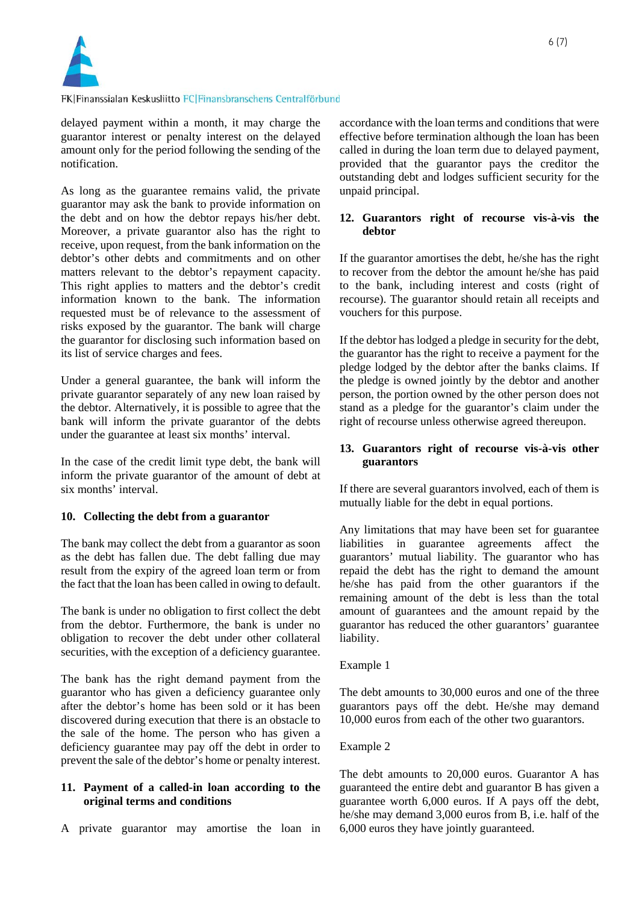delayed payment within a month, it may charge the guarantor interest or penalty interest on the delayed amount only for the period following the sending of the notification.

As long as the guarantee remains valid, the private guarantor may ask the bank to provide information on the debt and on how the debtor repays his/her debt. Moreover, a private guarantor also has the right to receive, upon request, from the bank information on the debtor's other debts and commitments and on other matters relevant to the debtor's repayment capacity. This right applies to matters and the debtor's credit information known to the bank. The information requested must be of relevance to the assessment of risks exposed by the guarantor. The bank will charge the guarantor for disclosing such information based on its list of service charges and fees.

Under a general guarantee, the bank will inform the private guarantor separately of any new loan raised by the debtor. Alternatively, it is possible to agree that the bank will inform the private guarantor of the debts under the guarantee at least six months' interval.

In the case of the credit limit type debt, the bank will inform the private guarantor of the amount of debt at six months' interval.

## 10. Collecting the debt from a guarantor

The bank may collect the debt from a guarantor as soon as the debt has fallen due. The debt falling due may result from the expiry of the agreed loan term or from the fact that the loan has been called in owing to default.

The bank is under no obligation to first collect the debt from the debtor. Furthermore, the bank is under no obligation to recover the debt under other collateral securities, with the exception of a deficiency guarantee.

The bank has the right demand payment from the guarantor who has given a deficiency guarantee only after the debtor's home has been sold or it has been discovered during execution that there is an obstacle to the sale of the home. The person who has given a deficiency guarantee may pay off the debt in order to prevent the sale of the debtor's home or penalty interest.

## 11. Payment of a called-in loan according to the original terms and conditions

A private guarantor may amortise the loan in accordance with the loan terms and conditions that were effective before termination although the loan has been called in during the loan term due to delayed payment, provided that the guarantor pays the creditor the outstanding debt and lodges sufficient security for the unpaid principal.

## 12. Guarantors right of recourse vis-à-vis the debtor

If the guarantor amortises the debt, he/she has the right to recover from the debtor the amount he/she has paid to the bank, including interest and costs (right of recourse). The guarantor should retain all receipts and vouchers for this purpose.

If the debtor has lodged a pledge in security for the debt, the guarantor has the right to receive a payment for the pledge lodged by the debtor after the banks claims. If the pledge is owned jointly by the debtor and another person, the portion owned by the other person does not stand as a pledge for the guarantor's claim under the right of recourse unless otherwise agreed thereupon.

## 13. Guarantors right of recourse vis-à-vis other guarantors

If there are several guarantors involved, each of them is mutually liable for the debt in equal portions.

Any limitations that may have been set for guarantee liabilities in guarantee agreements affect the guarantors' mutual liability. The guarantor who has repaid the debt has the right to demand the amount he/she has paid from the other guarantors if the remaining amount of the debt is less than the total amount of guarantees and the amount repaid by the guarantor has reduced the other guarantors' guarantee liability.

Example 1

The debt amounts to 30,000 euros and one of the three guarantors pays off the debt. He/she may demand 10,000 euros from each of the other two guarantors.

Example 2

The debt amounts to 20,000 euros. Guarantor A has guaranteed the entire debt and guarantor B has given a guarantee worth 6,000 euros. If A pays off the debt, he/she may demand 3,000 euros from B, i.e. half of the 6,000 euros they have jointly guaranteed.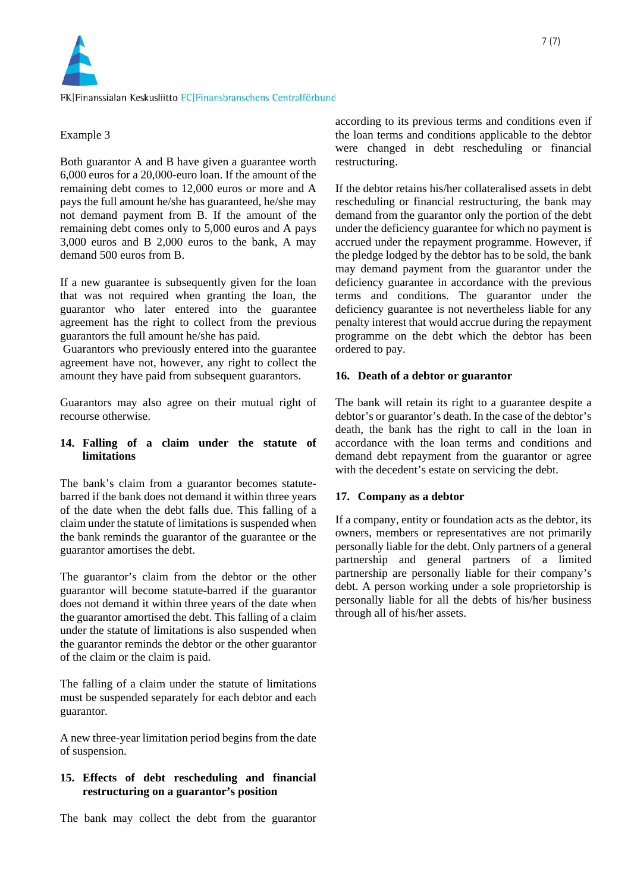Example 3

Both guarantor A and B have given a guarantee worth 6,000 euros for a 20,000-euro loan. If the amount of the remaining debt comes to 12,000 euros or more and A pays the full amount he/she has guaranteed, he/she may not demand payment from B. If the amount of the remaining debt comes only to 5,000 euros and A pays 3,000 euros and B 2,000 euros to the bank, A may demand 500 euros from B.

If a new guarantee is subsequently given for the loan that was not required when granting the loan, the guarantor who later entered into the guarantee agreement has the right to collect from the previous guarantors the full amount he/she has paid.
Guarantors who previously entered into the guarantee agreement have not, however, any right to collect the amount they have paid from subsequent guarantors.

Guarantors may also agree on their mutual right of recourse otherwise.

## 14. Falling of a claim under the statute of limitations

The bank's claim from a guarantor becomes statute-barred if the bank does not demand it within three years of the date when the debt falls due. This falling of a claim under the statute of limitations is suspended when the bank reminds the guarantor of the guarantee or the guarantor amortises the debt.

The guarantor's claim from the debtor or the other guarantor will become statute-barred if the guarantor does not demand it within three years of the date when the guarantor amortised the debt. This falling of a claim under the statute of limitations is also suspended when the guarantor reminds the debtor or the other guarantor of the claim or the claim is paid.

The falling of a claim under the statute of limitations must be suspended separately for each debtor and each guarantor.

A new three-year limitation period begins from the date of suspension.

## 15. Effects of debt rescheduling and financial restructuring on a guarantor's position

The bank may collect the debt from the guarantor according to its previous terms and conditions even if the loan terms and conditions applicable to the debtor were changed in debt rescheduling or financial restructuring.

If the debtor retains his/her collateralised assets in debt rescheduling or financial restructuring, the bank may demand from the guarantor only the portion of the debt under the deficiency guarantee for which no payment is accrued under the repayment programme. However, if the pledge lodged by the debtor has to be sold, the bank may demand payment from the guarantor under the deficiency guarantee in accordance with the previous terms and conditions. The guarantor under the deficiency guarantee is not nevertheless liable for any penalty interest that would accrue during the repayment programme on the debt which the debtor has been ordered to pay.

## 16. Death of a debtor or guarantor

The bank will retain its right to a guarantee despite a debtor's or guarantor's death. In the case of the debtor's death, the bank has the right to call in the loan in accordance with the loan terms and conditions and demand debt repayment from the guarantor or agree with the decedent's estate on servicing the debt.

## 17. Company as a debtor

If a company, entity or foundation acts as the debtor, its owners, members or representatives are not primarily personally liable for the debt. Only partners of a general partnership and general partners of a limited partnership are personally liable for their company's debt. A person working under a sole proprietorship is personally liable for all the debts of his/her business through all of his/her assets.